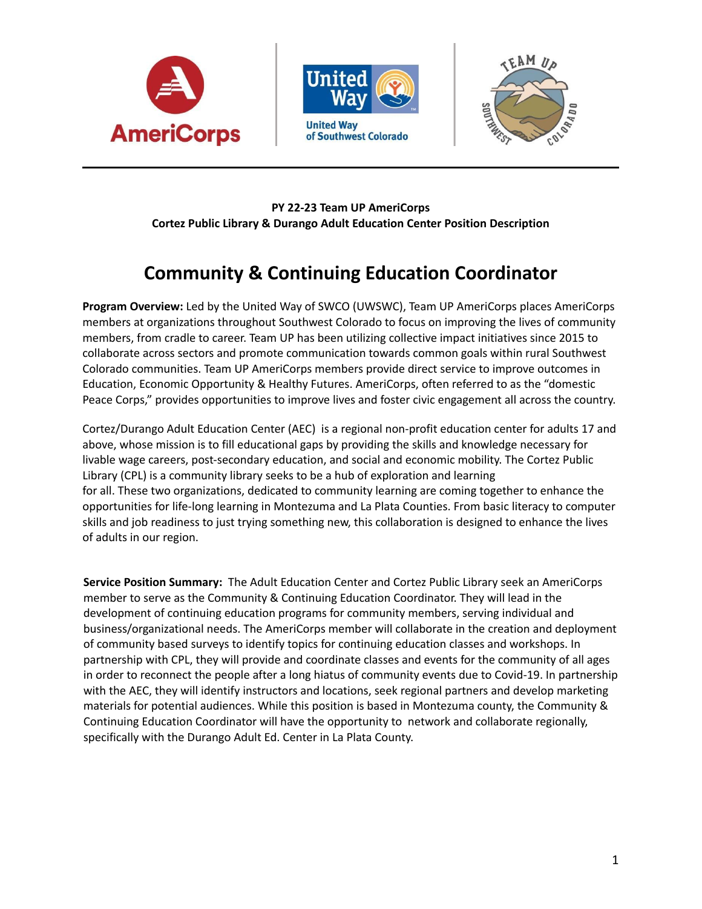**PY 22-23 Team UP AmeriCorps**
**Cortez Public Library & Durango Adult Education Center Position Description**

# Community & Continuing Education Coordinator

**Program Overview:** Led by the United Way of SWCO (UWSWC), Team UP AmeriCorps places AmeriCorps members at organizations throughout Southwest Colorado to focus on improving the lives of community members, from cradle to career. Team UP has been utilizing collective impact initiatives since 2015 to collaborate across sectors and promote communication towards common goals within rural Southwest Colorado communities. Team UP AmeriCorps members provide direct service to improve outcomes in Education, Economic Opportunity & Healthy Futures. AmeriCorps, often referred to as the "domestic Peace Corps," provides opportunities to improve lives and foster civic engagement all across the country.

Cortez/Durango Adult Education Center (AEC) is a regional non-profit education center for adults 17 and above, whose mission is to fill educational gaps by providing the skills and knowledge necessary for livable wage careers, post-secondary education, and social and economic mobility. The Cortez Public Library (CPL) is a community library seeks to be a hub of exploration and learning for all. These two organizations, dedicated to community learning are coming together to enhance the opportunities for life-long learning in Montezuma and La Plata Counties. From basic literacy to computer skills and job readiness to just trying something new, this collaboration is designed to enhance the lives of adults in our region.

**Service Position Summary:** The Adult Education Center and Cortez Public Library seek an AmeriCorps member to serve as the Community & Continuing Education Coordinator. They will lead in the development of continuing education programs for community members, serving individual and business/organizational needs. The AmeriCorps member will collaborate in the creation and deployment of community based surveys to identify topics for continuing education classes and workshops. In partnership with CPL, they will provide and coordinate classes and events for the community of all ages in order to reconnect the people after a long hiatus of community events due to Covid-19. In partnership with the AEC, they will identify instructors and locations, seek regional partners and develop marketing materials for potential audiences. While this position is based in Montezuma county, the Community & Continuing Education Coordinator will have the opportunity to network and collaborate regionally, specifically with the Durango Adult Ed. Center in La Plata County.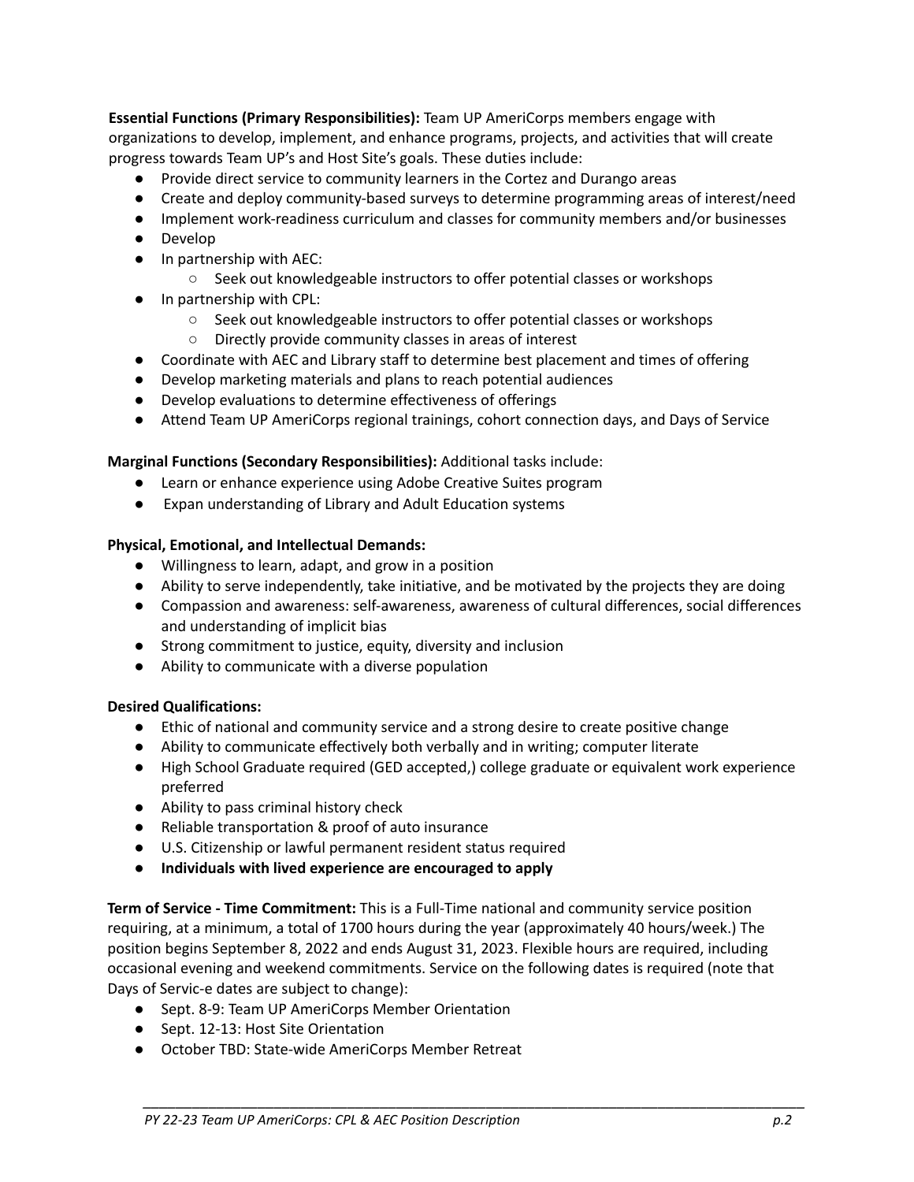**Essential Functions (Primary Responsibilities):** Team UP AmeriCorps members engage with organizations to develop, implement, and enhance programs, projects, and activities that will create progress towards Team UP's and Host Site's goals. These duties include:

- Provide direct service to community learners in the Cortez and Durango areas
- Create and deploy community-based surveys to determine programming areas of interest/need
- Implement work-readiness curriculum and classes for community members and/or businesses
- Develop
- In partnership with AEC:
  - Seek out knowledgeable instructors to offer potential classes or workshops
- In partnership with CPL:
  - Seek out knowledgeable instructors to offer potential classes or workshops
  - Directly provide community classes in areas of interest
- Coordinate with AEC and Library staff to determine best placement and times of offering
- Develop marketing materials and plans to reach potential audiences
- Develop evaluations to determine effectiveness of offerings
- Attend Team UP AmeriCorps regional trainings, cohort connection days, and Days of Service

**Marginal Functions (Secondary Responsibilities):** Additional tasks include:

- Learn or enhance experience using Adobe Creative Suites program
- Expan understanding of Library and Adult Education systems

**Physical, Emotional, and Intellectual Demands:**

- Willingness to learn, adapt, and grow in a position
- Ability to serve independently, take initiative, and be motivated by the projects they are doing
- Compassion and awareness: self-awareness, awareness of cultural differences, social differences and understanding of implicit bias
- Strong commitment to justice, equity, diversity and inclusion
- Ability to communicate with a diverse population

**Desired Qualifications:**

- Ethic of national and community service and a strong desire to create positive change
- Ability to communicate effectively both verbally and in writing; computer literate
- High School Graduate required (GED accepted,) college graduate or equivalent work experience preferred
- Ability to pass criminal history check
- Reliable transportation & proof of auto insurance
- U.S. Citizenship or lawful permanent resident status required
- **Individuals with lived experience are encouraged to apply**

**Term of Service - Time Commitment:** This is a Full-Time national and community service position requiring, at a minimum, a total of 1700 hours during the year (approximately 40 hours/week.) The position begins September 8, 2022 and ends August 31, 2023. Flexible hours are required, including occasional evening and weekend commitments. Service on the following dates is required (note that Days of Servic-e dates are subject to change):

- Sept. 8-9: Team UP AmeriCorps Member Orientation
- Sept. 12-13: Host Site Orientation
- October TBD: State-wide AmeriCorps Member Retreat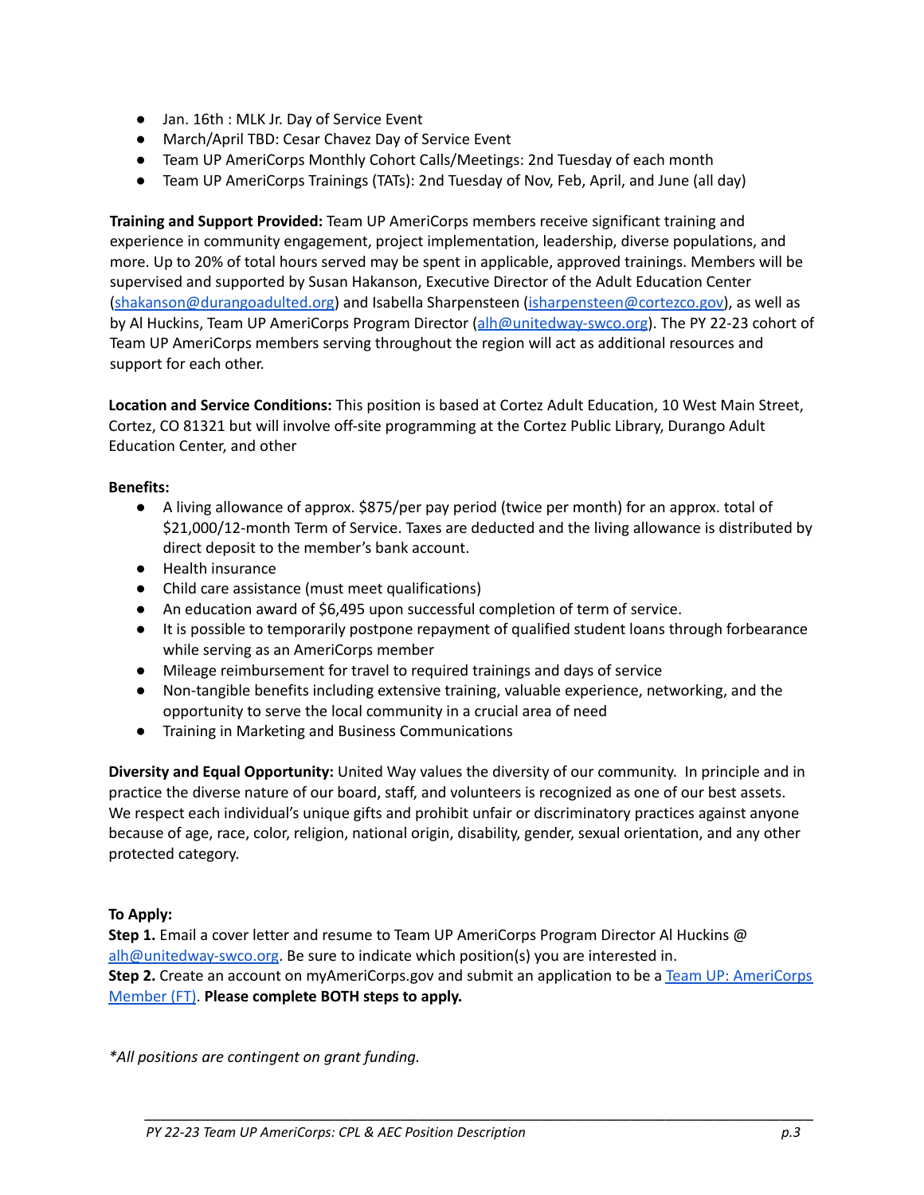- Jan. 16th : MLK Jr. Day of Service Event
- March/April TBD: Cesar Chavez Day of Service Event
- Team UP AmeriCorps Monthly Cohort Calls/Meetings: 2nd Tuesday of each month
- Team UP AmeriCorps Trainings (TATs): 2nd Tuesday of Nov, Feb, April, and June (all day)

**Training and Support Provided:** Team UP AmeriCorps members receive significant training and experience in community engagement, project implementation, leadership, diverse populations, and more. Up to 20% of total hours served may be spent in applicable, approved trainings. Members will be supervised and supported by Susan Hakanson, Executive Director of the Adult Education Center (shakanson@durangoadulted.org) and Isabella Sharpensteen (isharpensteen@cortezco.gov), as well as by Al Huckins, Team UP AmeriCorps Program Director (alh@unitedway-swco.org). The PY 22-23 cohort of Team UP AmeriCorps members serving throughout the region will act as additional resources and support for each other.

**Location and Service Conditions:** This position is based at Cortez Adult Education, 10 West Main Street, Cortez, CO 81321 but will involve off-site programming at the Cortez Public Library, Durango Adult Education Center, and other

**Benefits:**

- A living allowance of approx. $875/per pay period (twice per month) for an approx. total of $21,000/12-month Term of Service. Taxes are deducted and the living allowance is distributed by direct deposit to the member's bank account.
- Health insurance
- Child care assistance (must meet qualifications)
- An education award of $6,495 upon successful completion of term of service.
- It is possible to temporarily postpone repayment of qualified student loans through forbearance while serving as an AmeriCorps member
- Mileage reimbursement for travel to required trainings and days of service
- Non-tangible benefits including extensive training, valuable experience, networking, and the opportunity to serve the local community in a crucial area of need
- Training in Marketing and Business Communications

**Diversity and Equal Opportunity:** United Way values the diversity of our community. In principle and in practice the diverse nature of our board, staff, and volunteers is recognized as one of our best assets. We respect each individual's unique gifts and prohibit unfair or discriminatory practices against anyone because of age, race, color, religion, national origin, disability, gender, sexual orientation, and any other protected category.

**To Apply:**
**Step 1.** Email a cover letter and resume to Team UP AmeriCorps Program Director Al Huckins @ alh@unitedway-swco.org. Be sure to indicate which position(s) you are interested in.
**Step 2.** Create an account on myAmeriCorps.gov and submit an application to be a Team UP: AmeriCorps Member (FT). **Please complete BOTH steps to apply.**

*\*All positions are contingent on grant funding.*